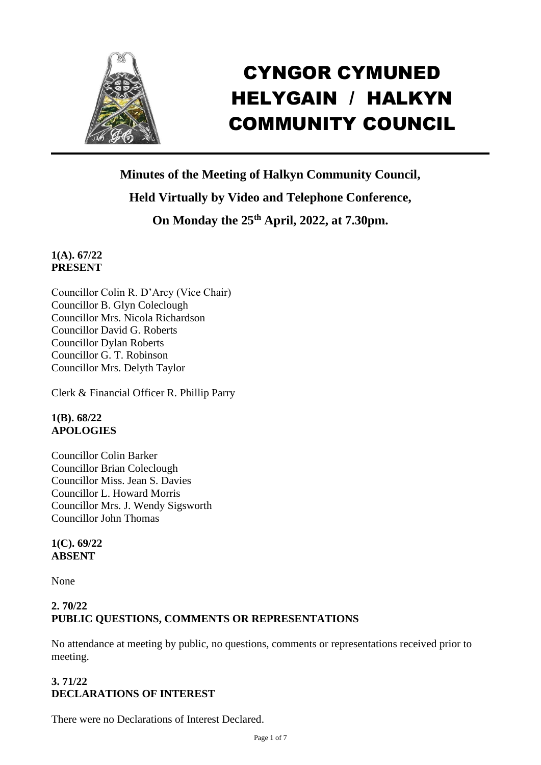# CYNGOR CYMUNED HELYGAIN / HALKYN COMMUNITY COUNCIL

**Minutes of the Meeting of Halkyn Community Council,**

**Held Virtually by Video and Telephone Conference,**

**On Monday the 25th April, 2022, at 7.30pm.**

**1(A). 67/22**
**PRESENT**

Councillor Colin R. D'Arcy (Vice Chair)
Councillor B. Glyn Coleclough
Councillor Mrs. Nicola Richardson
Councillor David G. Roberts
Councillor Dylan Roberts
Councillor G. T. Robinson
Councillor Mrs. Delyth Taylor

Clerk & Financial Officer R. Phillip Parry

**1(B). 68/22**
**APOLOGIES**

Councillor Colin Barker
Councillor Brian Coleclough
Councillor Miss. Jean S. Davies
Councillor L. Howard Morris
Councillor Mrs. J. Wendy Sigsworth
Councillor John Thomas

**1(C). 69/22**
**ABSENT**

None

**2. 70/22**
**PUBLIC QUESTIONS, COMMENTS OR REPRESENTATIONS**

No attendance at meeting by public, no questions, comments or representations received prior to meeting.

**3. 71/22**
**DECLARATIONS OF INTEREST**

There were no Declarations of Interest Declared.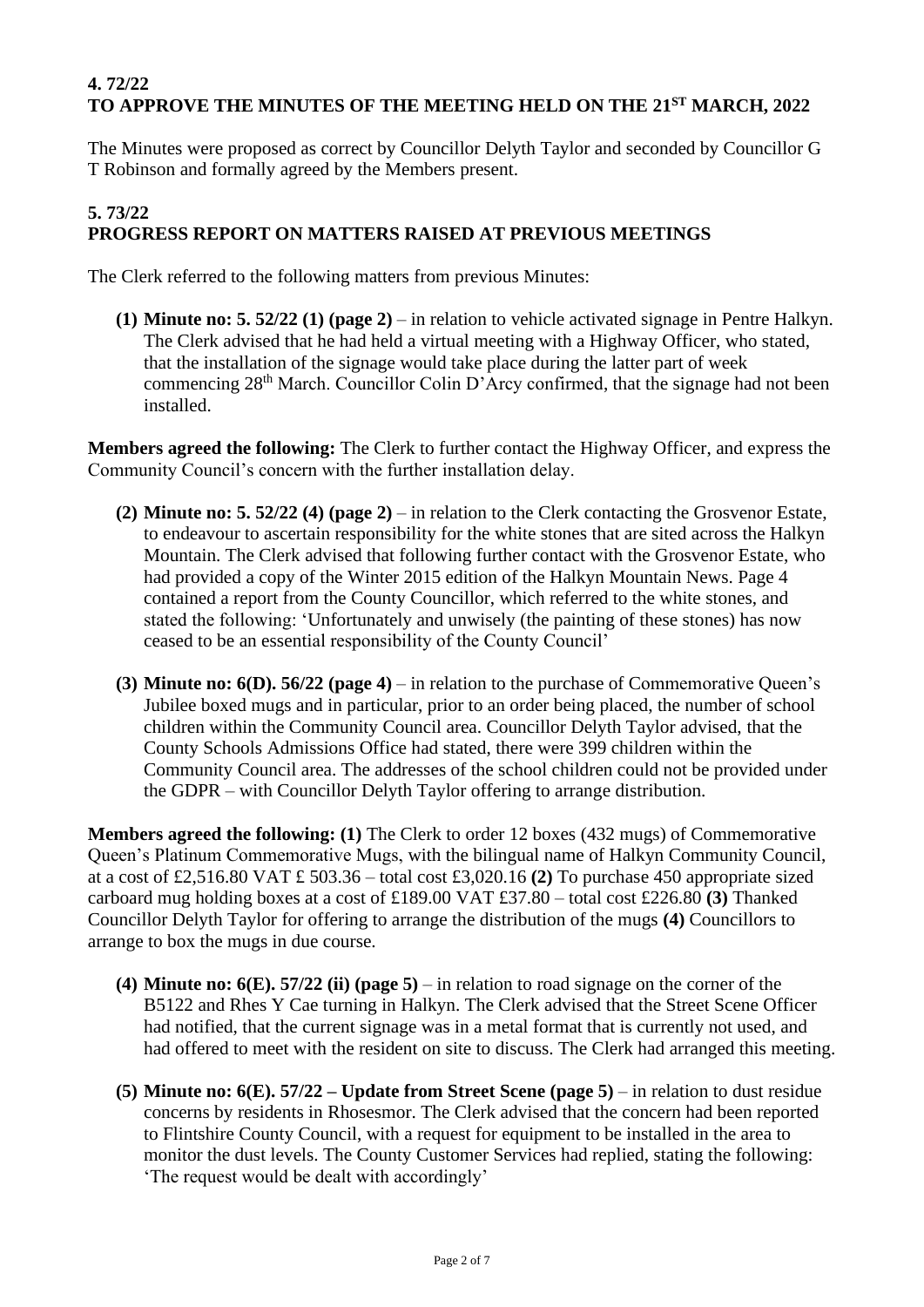**4. 72/22**
**TO APPROVE THE MINUTES OF THE MEETING HELD ON THE 21ST MARCH, 2022**

The Minutes were proposed as correct by Councillor Delyth Taylor and seconded by Councillor G T Robinson and formally agreed by the Members present.

**5. 73/22**
**PROGRESS REPORT ON MATTERS RAISED AT PREVIOUS MEETINGS**

The Clerk referred to the following matters from previous Minutes:

**(1) Minute no: 5. 52/22 (1) (page 2)** – in relation to vehicle activated signage in Pentre Halkyn. The Clerk advised that he had held a virtual meeting with a Highway Officer, who stated, that the installation of the signage would take place during the latter part of week commencing 28th March. Councillor Colin D'Arcy confirmed, that the signage had not been installed.

**Members agreed the following:** The Clerk to further contact the Highway Officer, and express the Community Council's concern with the further installation delay.

**(2) Minute no: 5. 52/22 (4) (page 2)** – in relation to the Clerk contacting the Grosvenor Estate, to endeavour to ascertain responsibility for the white stones that are sited across the Halkyn Mountain. The Clerk advised that following further contact with the Grosvenor Estate, who had provided a copy of the Winter 2015 edition of the Halkyn Mountain News. Page 4 contained a report from the County Councillor, which referred to the white stones, and stated the following: 'Unfortunately and unwisely (the painting of these stones) has now ceased to be an essential responsibility of the County Council'

**(3) Minute no: 6(D). 56/22 (page 4)** – in relation to the purchase of Commemorative Queen's Jubilee boxed mugs and in particular, prior to an order being placed, the number of school children within the Community Council area. Councillor Delyth Taylor advised, that the County Schools Admissions Office had stated, there were 399 children within the Community Council area. The addresses of the school children could not be provided under the GDPR – with Councillor Delyth Taylor offering to arrange distribution.

**Members agreed the following: (1)** The Clerk to order 12 boxes (432 mugs) of Commemorative Queen's Platinum Commemorative Mugs, with the bilingual name of Halkyn Community Council, at a cost of £2,516.80 VAT £ 503.36 – total cost £3,020.16 **(2)** To purchase 450 appropriate sized carboard mug holding boxes at a cost of £189.00 VAT £37.80 – total cost £226.80 **(3)** Thanked Councillor Delyth Taylor for offering to arrange the distribution of the mugs **(4)** Councillors to arrange to box the mugs in due course.

**(4) Minute no: 6(E). 57/22 (ii) (page 5)** – in relation to road signage on the corner of the B5122 and Rhes Y Cae turning in Halkyn. The Clerk advised that the Street Scene Officer had notified, that the current signage was in a metal format that is currently not used, and had offered to meet with the resident on site to discuss. The Clerk had arranged this meeting.

**(5) Minute no: 6(E). 57/22 – Update from Street Scene (page 5)** – in relation to dust residue concerns by residents in Rhosesmor. The Clerk advised that the concern had been reported to Flintshire County Council, with a request for equipment to be installed in the area to monitor the dust levels. The County Customer Services had replied, stating the following: 'The request would be dealt with accordingly'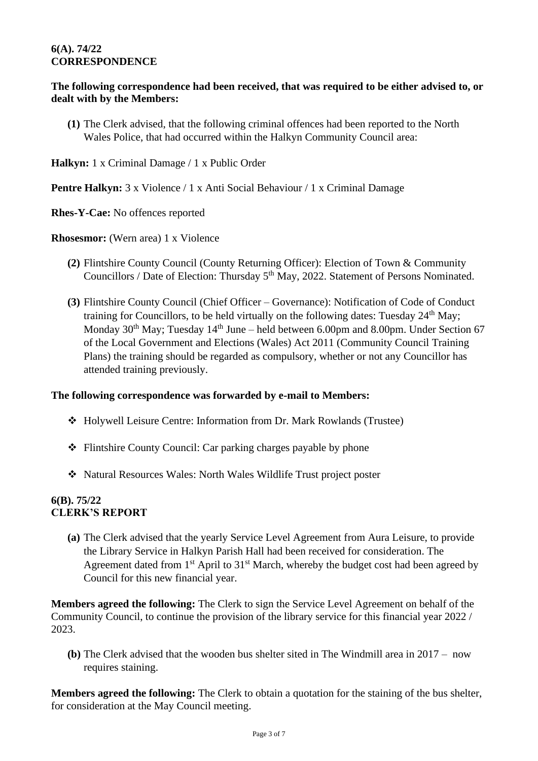**6(A). 74/22**
**CORRESPONDENCE**

**The following correspondence had been received, that was required to be either advised to, or dealt with by the Members:**

**(1)** The Clerk advised, that the following criminal offences had been reported to the North Wales Police, that had occurred within the Halkyn Community Council area:

**Halkyn:** 1 x Criminal Damage / 1 x Public Order

**Pentre Halkyn:** 3 x Violence / 1 x Anti Social Behaviour / 1 x Criminal Damage

**Rhes-Y-Cae:** No offences reported

**Rhosesmor:** (Wern area) 1 x Violence

**(2)** Flintshire County Council (County Returning Officer): Election of Town & Community Councillors / Date of Election: Thursday 5th May, 2022. Statement of Persons Nominated.

**(3)** Flintshire County Council (Chief Officer – Governance): Notification of Code of Conduct training for Councillors, to be held virtually on the following dates: Tuesday 24th May; Monday 30th May; Tuesday 14th June – held between 6.00pm and 8.00pm. Under Section 67 of the Local Government and Elections (Wales) Act 2011 (Community Council Training Plans) the training should be regarded as compulsory, whether or not any Councillor has attended training previously.

**The following correspondence was forwarded by e-mail to Members:**

- Holywell Leisure Centre: Information from Dr. Mark Rowlands (Trustee)
- Flintshire County Council: Car parking charges payable by phone
- Natural Resources Wales: North Wales Wildlife Trust project poster

**6(B). 75/22**
**CLERK'S REPORT**

**(a)** The Clerk advised that the yearly Service Level Agreement from Aura Leisure, to provide the Library Service in Halkyn Parish Hall had been received for consideration. The Agreement dated from 1st April to 31st March, whereby the budget cost had been agreed by Council for this new financial year.

**Members agreed the following:** The Clerk to sign the Service Level Agreement on behalf of the Community Council, to continue the provision of the library service for this financial year 2022 / 2023.

**(b)** The Clerk advised that the wooden bus shelter sited in The Windmill area in 2017 – now requires staining.

**Members agreed the following:** The Clerk to obtain a quotation for the staining of the bus shelter, for consideration at the May Council meeting.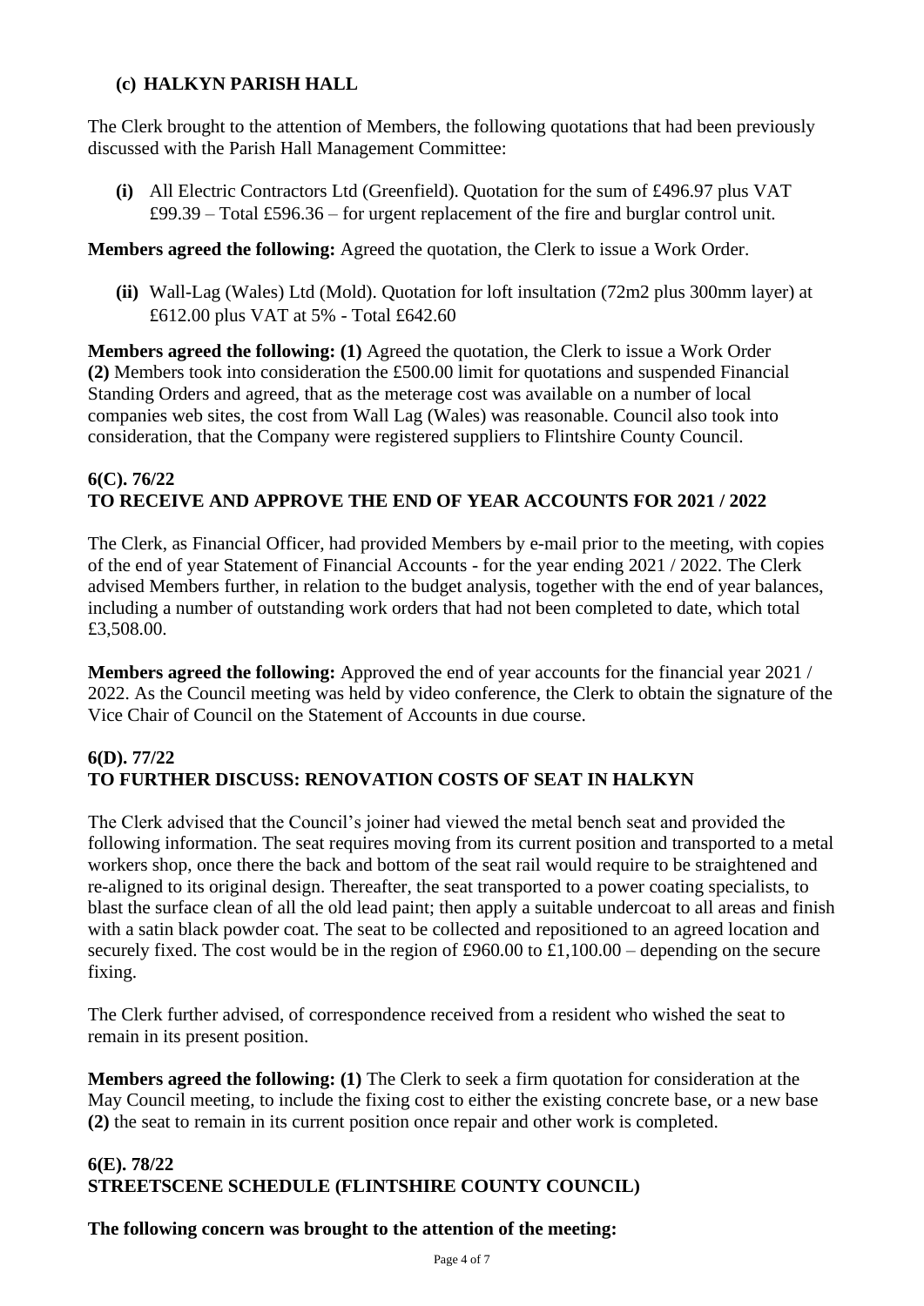### (c) HALKYN PARISH HALL

The Clerk brought to the attention of Members, the following quotations that had been previously discussed with the Parish Hall Management Committee:

**(i)** All Electric Contractors Ltd (Greenfield). Quotation for the sum of £496.97 plus VAT £99.39 – Total £596.36 – for urgent replacement of the fire and burglar control unit.

**Members agreed the following:** Agreed the quotation, the Clerk to issue a Work Order.

**(ii)** Wall-Lag (Wales) Ltd (Mold). Quotation for loft insultation (72m2 plus 300mm layer) at £612.00 plus VAT at 5% - Total £642.60

**Members agreed the following: (1)** Agreed the quotation, the Clerk to issue a Work Order **(2)** Members took into consideration the £500.00 limit for quotations and suspended Financial Standing Orders and agreed, that as the meterage cost was available on a number of local companies web sites, the cost from Wall Lag (Wales) was reasonable. Council also took into consideration, that the Company were registered suppliers to Flintshire County Council.

## 6(C). 76/22
## TO RECEIVE AND APPROVE THE END OF YEAR ACCOUNTS FOR 2021 / 2022

The Clerk, as Financial Officer, had provided Members by e-mail prior to the meeting, with copies of the end of year Statement of Financial Accounts - for the year ending 2021 / 2022. The Clerk advised Members further, in relation to the budget analysis, together with the end of year balances, including a number of outstanding work orders that had not been completed to date, which total £3,508.00.

**Members agreed the following:** Approved the end of year accounts for the financial year 2021 / 2022. As the Council meeting was held by video conference, the Clerk to obtain the signature of the Vice Chair of Council on the Statement of Accounts in due course.

## 6(D). 77/22
## TO FURTHER DISCUSS: RENOVATION COSTS OF SEAT IN HALKYN

The Clerk advised that the Council's joiner had viewed the metal bench seat and provided the following information. The seat requires moving from its current position and transported to a metal workers shop, once there the back and bottom of the seat rail would require to be straightened and re-aligned to its original design. Thereafter, the seat transported to a power coating specialists, to blast the surface clean of all the old lead paint; then apply a suitable undercoat to all areas and finish with a satin black powder coat. The seat to be collected and repositioned to an agreed location and securely fixed. The cost would be in the region of £960.00 to £1,100.00 – depending on the secure fixing.

The Clerk further advised, of correspondence received from a resident who wished the seat to remain in its present position.

**Members agreed the following: (1)** The Clerk to seek a firm quotation for consideration at the May Council meeting, to include the fixing cost to either the existing concrete base, or a new base **(2)** the seat to remain in its current position once repair and other work is completed.

## 6(E). 78/22
## STREETSCENE SCHEDULE (FLINTSHIRE COUNTY COUNCIL)

**The following concern was brought to the attention of the meeting:**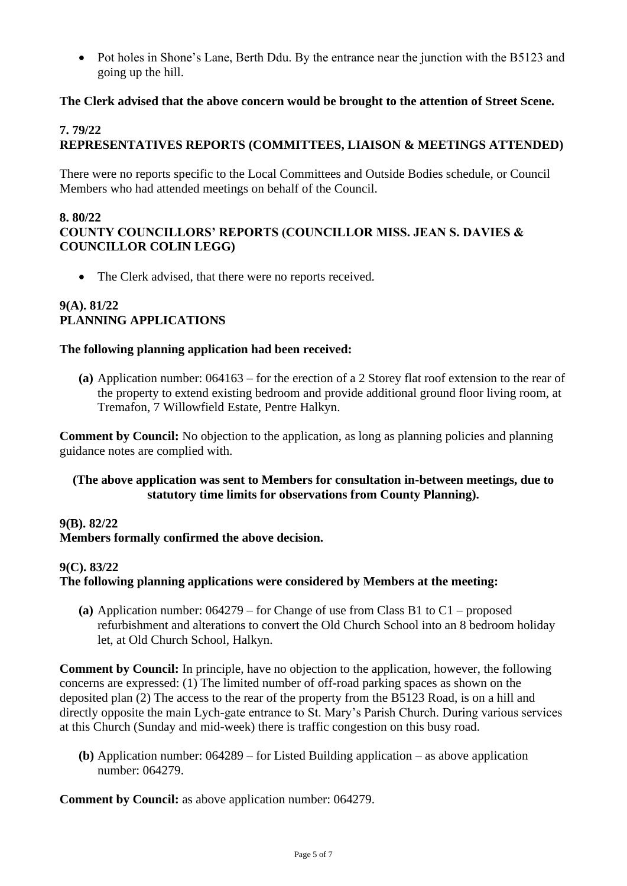- Pot holes in Shone's Lane, Berth Ddu. By the entrance near the junction with the B5123 and going up the hill.

**The Clerk advised that the above concern would be brought to the attention of Street Scene.**

**7. 79/22**
**REPRESENTATIVES REPORTS (COMMITTEES, LIAISON & MEETINGS ATTENDED)**

There were no reports specific to the Local Committees and Outside Bodies schedule, or Council Members who had attended meetings on behalf of the Council.

**8. 80/22**
**COUNTY COUNCILLORS' REPORTS (COUNCILLOR MISS. JEAN S. DAVIES & COUNCILLOR COLIN LEGG)**

- The Clerk advised, that there were no reports received.

**9(A). 81/22**
**PLANNING APPLICATIONS**

**The following planning application had been received:**

**(a)** Application number: 064163 – for the erection of a 2 Storey flat roof extension to the rear of the property to extend existing bedroom and provide additional ground floor living room, at Tremafon, 7 Willowfield Estate, Pentre Halkyn.

**Comment by Council:** No objection to the application, as long as planning policies and planning guidance notes are complied with.

**(The above application was sent to Members for consultation in-between meetings, due to statutory time limits for observations from County Planning).**

**9(B). 82/22**
**Members formally confirmed the above decision.**

**9(C). 83/22**
**The following planning applications were considered by Members at the meeting:**

**(a)** Application number: 064279 – for Change of use from Class B1 to C1 – proposed refurbishment and alterations to convert the Old Church School into an 8 bedroom holiday let, at Old Church School, Halkyn.

**Comment by Council:** In principle, have no objection to the application, however, the following concerns are expressed: (1) The limited number of off-road parking spaces as shown on the deposited plan (2) The access to the rear of the property from the B5123 Road, is on a hill and directly opposite the main Lych-gate entrance to St. Mary's Parish Church. During various services at this Church (Sunday and mid-week) there is traffic congestion on this busy road.

**(b)** Application number: 064289 – for Listed Building application – as above application number: 064279.

**Comment by Council:** as above application number: 064279.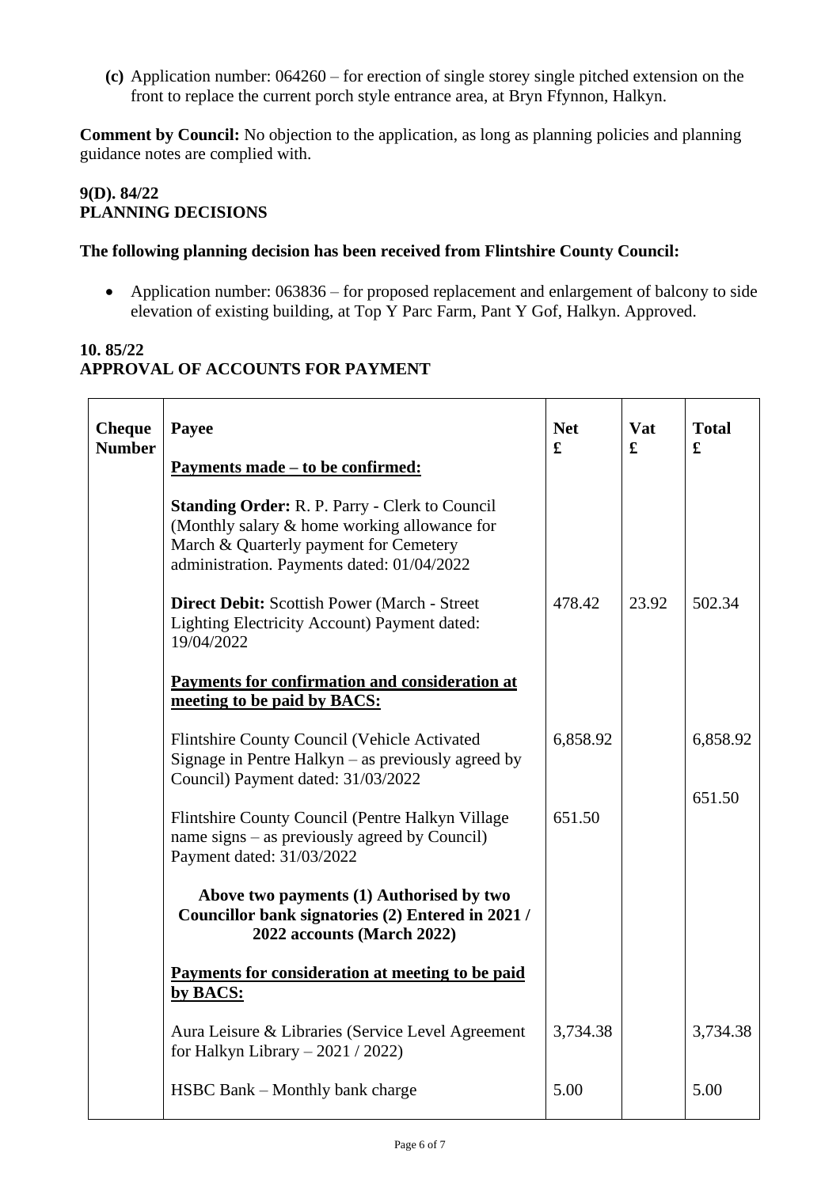**(c)** Application number: 064260 – for erection of single storey single pitched extension on the front to replace the current porch style entrance area, at Bryn Ffynnon, Halkyn.

**Comment by Council:** No objection to the application, as long as planning policies and planning guidance notes are complied with.

**9(D). 84/22**
**PLANNING DECISIONS**

**The following planning decision has been received from Flintshire County Council:**

- Application number: 063836 – for proposed replacement and enlargement of balcony to side elevation of existing building, at Top Y Parc Farm, Pant Y Gof, Halkyn. Approved.

**10. 85/22**
**APPROVAL OF ACCOUNTS FOR PAYMENT**

| Cheque Number | Payee | Net £ | Vat £ | Total £ |
|---|---|---|---|---|
| | <u>**Payments made – to be confirmed:**</u> | | | |
| | **Standing Order:** R. P. Parry - Clerk to Council (Monthly salary & home working allowance for March & Quarterly payment for Cemetery administration. Payments dated: 01/04/2022 | | | |
| | **Direct Debit:** Scottish Power (March - Street Lighting Electricity Account) Payment dated: 19/04/2022 | 478.42 | 23.92 | 502.34 |
| | <u>**Payments for confirmation and consideration at meeting to be paid by BACS:**</u> | | | |
| | Flintshire County Council (Vehicle Activated Signage in Pentre Halkyn – as previously agreed by Council) Payment dated: 31/03/2022 | 6,858.92 | | 6,858.92 |
| | Flintshire County Council (Pentre Halkyn Village name signs – as previously agreed by Council) Payment dated: 31/03/2022 | 651.50 | | 651.50 |
| | **Above two payments (1) Authorised by two Councillor bank signatories (2) Entered in 2021 / 2022 accounts (March 2022)** | | | |
| | <u>**Payments for consideration at meeting to be paid by BACS:**</u> | | | |
| | Aura Leisure & Libraries (Service Level Agreement for Halkyn Library – 2021 / 2022) | 3,734.38 | | 3,734.38 |
| | HSBC Bank – Monthly bank charge | 5.00 | | 5.00 |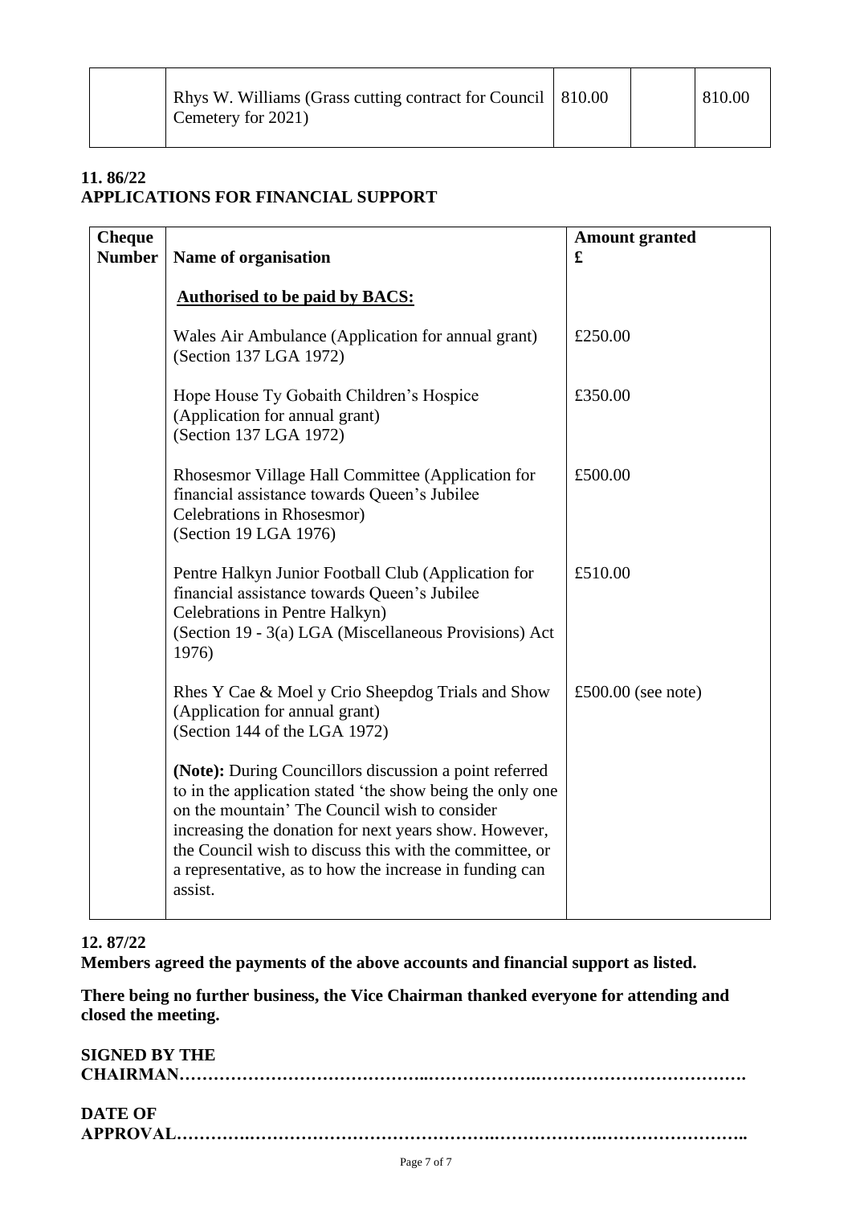| | | | | |
|---|---|---|---|---|
| | Rhys W. Williams (Grass cutting contract for Council Cemetery for 2021) | 810.00 | | 810.00 |

**11. 86/22**
**APPLICATIONS FOR FINANCIAL SUPPORT**

| Cheque Number | Name of organisation | Amount granted £ |
|---|---|---|
| | **Authorised to be paid by BACS:** | |
| | Wales Air Ambulance (Application for annual grant) (Section 137 LGA 1972) | £250.00 |
| | Hope House Ty Gobaith Children's Hospice (Application for annual grant) (Section 137 LGA 1972) | £350.00 |
| | Rhosesmor Village Hall Committee (Application for financial assistance towards Queen's Jubilee Celebrations in Rhosesmor) (Section 19 LGA 1976) | £500.00 |
| | Pentre Halkyn Junior Football Club (Application for financial assistance towards Queen's Jubilee Celebrations in Pentre Halkyn) (Section 19 - 3(a) LGA (Miscellaneous Provisions) Act 1976) | £510.00 |
| | Rhes Y Cae & Moel y Crio Sheepdog Trials and Show (Application for annual grant) (Section 144 of the LGA 1972) | £500.00 (see note) |
| | **(Note):** During Councillors discussion a point referred to in the application stated 'the show being the only one on the mountain' The Council wish to consider increasing the donation for next years show. However, the Council wish to discuss this with the committee, or a representative, as to how the increase in funding can assist. | |

**12. 87/22**
**Members agreed the payments of the above accounts and financial support as listed.**

**There being no further business, the Vice Chairman thanked everyone for attending and closed the meeting.**

**SIGNED BY THE CHAIRMAN…………………………………..……………….……………………………**

**DATE OF APPROVAL………….………………………………….…………….…………………..**